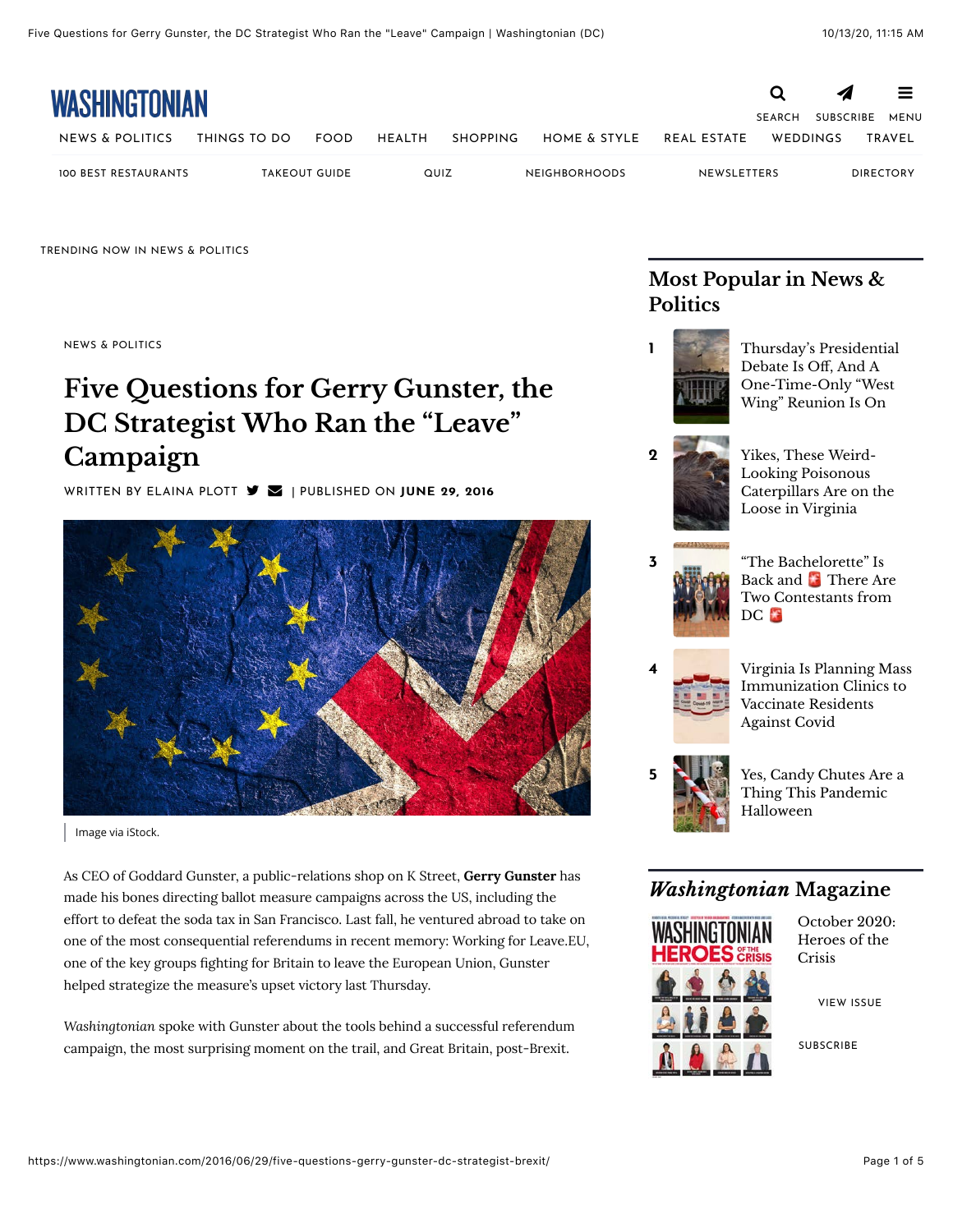NEWS & POLITICS

# Five Questions for Gerry Gunster, the DC Strategist Who Ran the "Leave" Campaign

WRITTEN BY ELAINA PLOTT | PUBLISHED ON **JUNE 29, 2016**

Image via iStock.

As CEO of Goddard Gunster, a public-relations shop on K Street, **Gerry Gunster** has made his bones directing ballot measure campaigns across the US, including the effort to defeat the soda tax in San Francisco. Last fall, he ventured abroad to take on one of the most consequential referendums in recent memory: Working for Leave.EU, one of the key groups fighting for Britain to leave the European Union, Gunster helped strategize the measure's upset victory last Thursday.

*Washingtonian* spoke with Gunster about the tools behind a successful referendum campaign, the most surprising moment on the trail, and Great Britain, post-Brexit.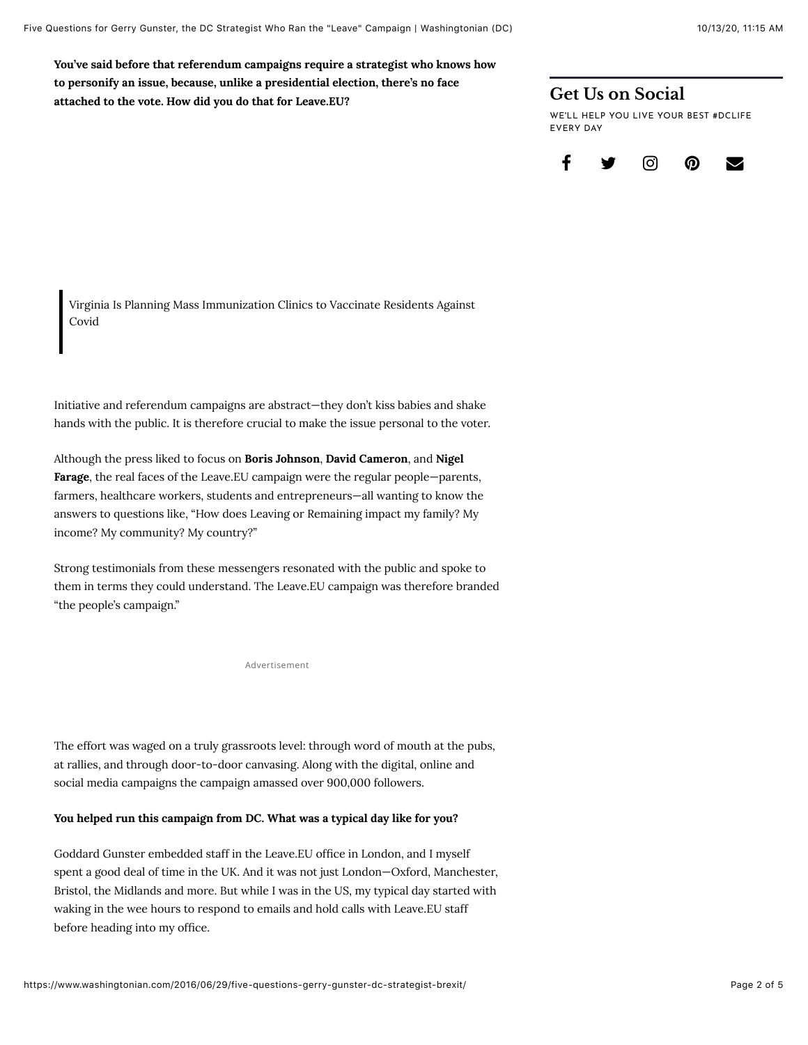**You've said before that referendum campaigns require a strategist who knows how to personify an issue, because, unlike a presidential election, there's no face attached to the vote. How did you do that for Leave.EU?**

Initiative and referendum campaigns are abstract—they don't kiss babies and shake hands with the public. It is therefore crucial to make the issue personal to the voter.

Although the press liked to focus on **Boris Johnson**, **David Cameron**, and **Nigel Farage**, the real faces of the Leave.EU campaign were the regular people—parents, farmers, healthcare workers, students and entrepreneurs—all wanting to know the answers to questions like, "How does Leaving or Remaining impact my family? My income? My community? My country?"

Strong testimonials from these messengers resonated with the public and spoke to them in terms they could understand. The Leave.EU campaign was therefore branded "the people's campaign."

The effort was waged on a truly grassroots level: through word of mouth at the pubs, at rallies, and through door-to-door canvasing. Along with the digital, online and social media campaigns the campaign amassed over 900,000 followers.

**You helped run this campaign from DC. What was a typical day like for you?**

Goddard Gunster embedded staff in the Leave.EU office in London, and I myself spent a good deal of time in the UK. And it was not just London—Oxford, Manchester, Bristol, the Midlands and more. But while I was in the US, my typical day started with waking in the wee hours to respond to emails and hold calls with Leave.EU staff before heading into my office.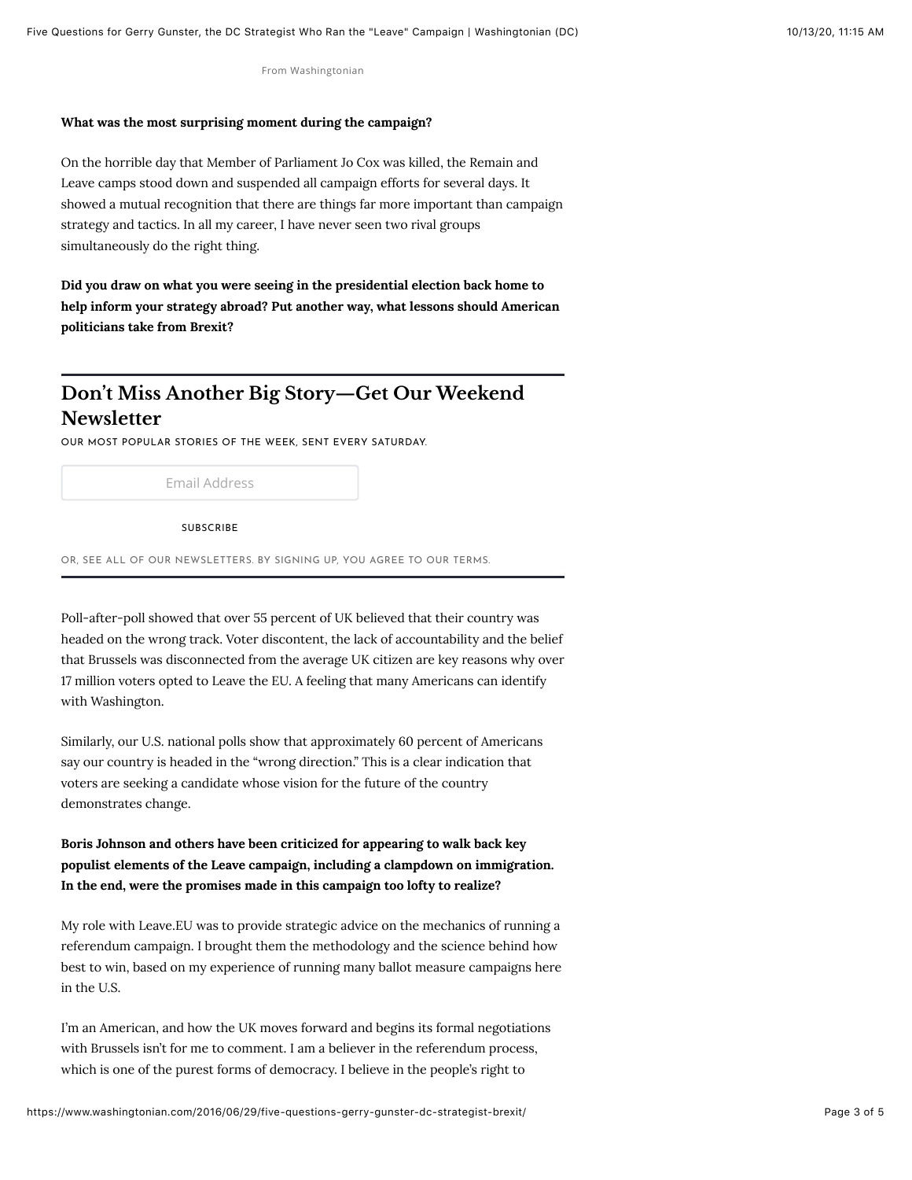From Washingtonian

**What was the most surprising moment during the campaign?**

On the horrible day that Member of Parliament Jo Cox was killed, the Remain and Leave camps stood down and suspended all campaign efforts for several days. It showed a mutual recognition that there are things far more important than campaign strategy and tactics. In all my career, I have never seen two rival groups simultaneously do the right thing.

**Did you draw on what you were seeing in the presidential election back home to help inform your strategy abroad? Put another way, what lessons should American politicians take from Brexit?**

## Don't Miss Another Big Story—Get Our Weekend Newsletter

OUR MOST POPULAR STORIES OF THE WEEK, SENT EVERY SATURDAY.

Email Address

SUBSCRIBE

OR, SEE ALL OF OUR NEWSLETTERS. BY SIGNING UP, YOU AGREE TO OUR TERMS.

Poll-after-poll showed that over 55 percent of UK believed that their country was headed on the wrong track. Voter discontent, the lack of accountability and the belief that Brussels was disconnected from the average UK citizen are key reasons why over 17 million voters opted to Leave the EU. A feeling that many Americans can identify with Washington.

Similarly, our U.S. national polls show that approximately 60 percent of Americans say our country is headed in the "wrong direction." This is a clear indication that voters are seeking a candidate whose vision for the future of the country demonstrates change.

**Boris Johnson and others have been criticized for appearing to walk back key populist elements of the Leave campaign, including a clampdown on immigration. In the end, were the promises made in this campaign too lofty to realize?**

My role with Leave.EU was to provide strategic advice on the mechanics of running a referendum campaign. I brought them the methodology and the science behind how best to win, based on my experience of running many ballot measure campaigns here in the U.S.

I'm an American, and how the UK moves forward and begins its formal negotiations with Brussels isn't for me to comment. I am a believer in the referendum process, which is one of the purest forms of democracy. I believe in the people's right to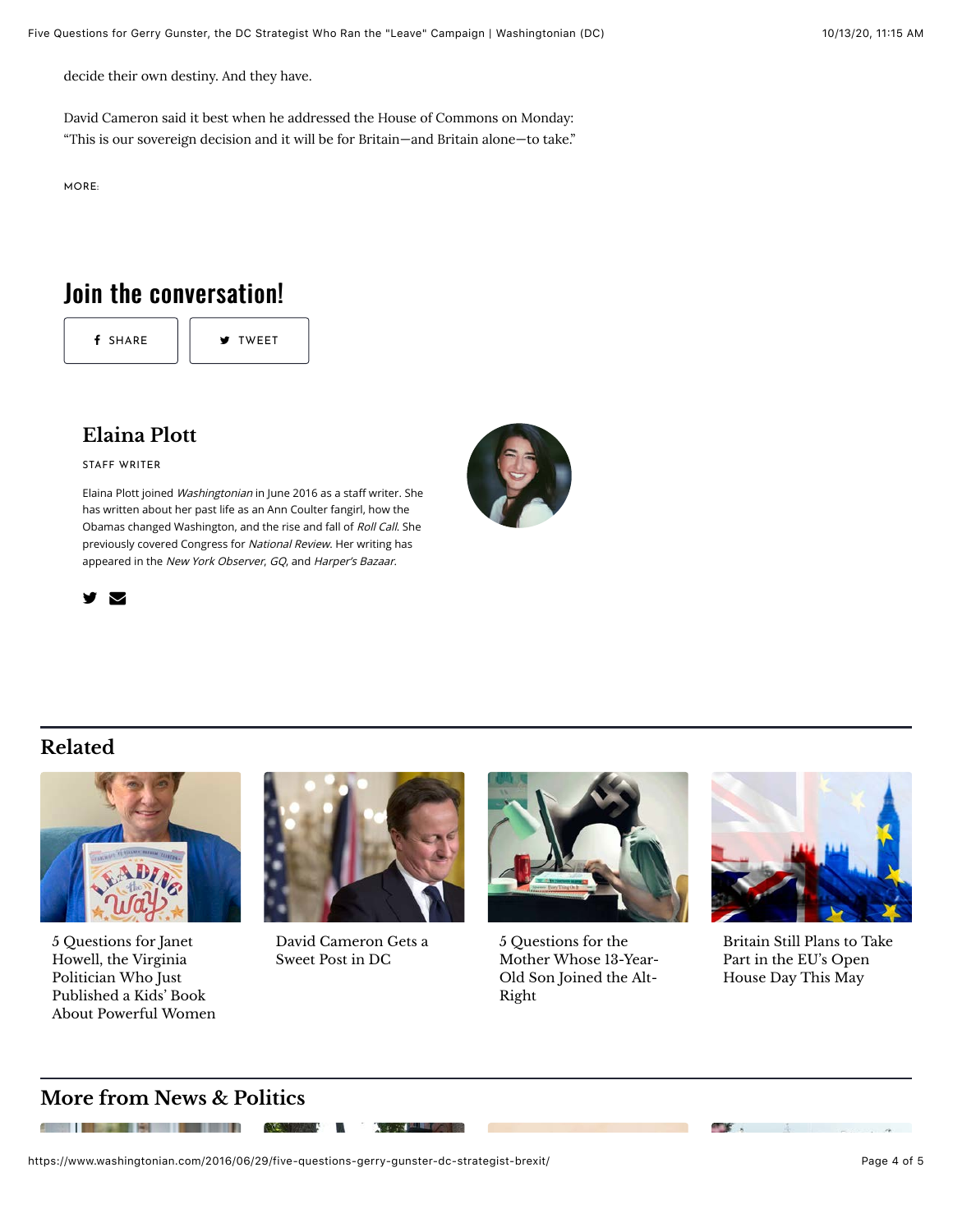decide their own destiny. And they have.

David Cameron said it best when he addressed the House of Commons on Monday: "This is our sovereign decision and it will be for Britain—and Britain alone—to take."

MORE:

## Join the conversation!

SHARE TWEET

### Elaina Plott

STAFF WRITER

Elaina Plott joined *Washingtonian* in June 2016 as a staff writer. She has written about her past life as an Ann Coulter fangirl, how the Obamas changed Washington, and the rise and fall of *Roll Call*. She previously covered Congress for *National Review*. Her writing has appeared in the *New York Observer*, *GQ*, and *Harper's Bazaar*.

## Related

5 Questions for Janet Howell, the Virginia Politician Who Just Published a Kids' Book About Powerful Women

David Cameron Gets a Sweet Post in DC

5 Questions for the Mother Whose 13-Year-Old Son Joined the Alt-Right

Britain Still Plans to Take Part in the EU's Open House Day This May

## More from News & Politics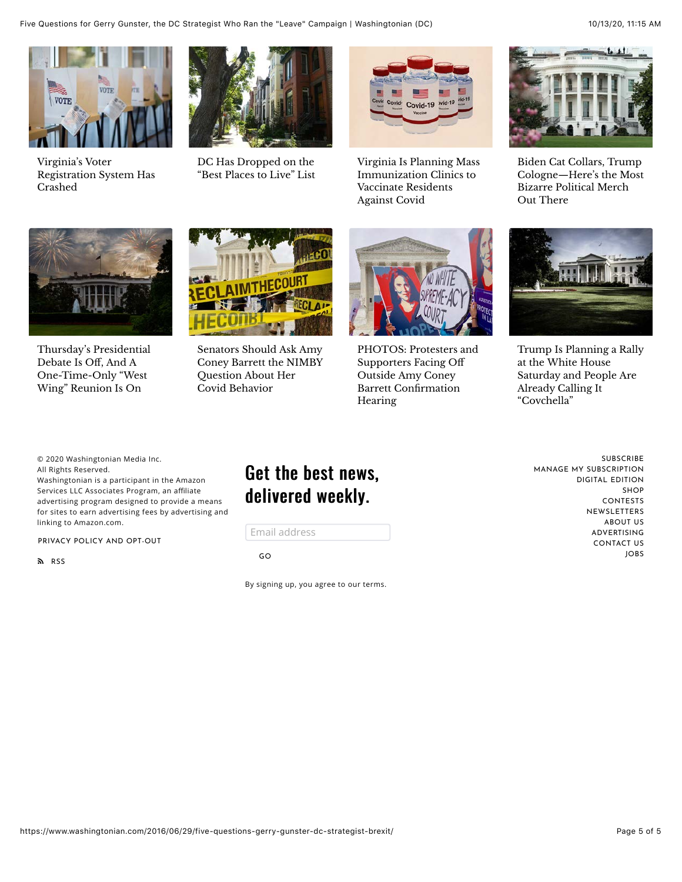Virginia's Voter Registration System Has Crashed

DC Has Dropped on the "Best Places to Live" List

Virginia Is Planning Mass Immunization Clinics to Vaccinate Residents Against Covid

Biden Cat Collars, Trump Cologne—Here's the Most Bizarre Political Merch Out There

Thursday's Presidential Debate Is Off, And A One-Time-Only "West Wing" Reunion Is On

Senators Should Ask Amy Coney Barrett the NIMBY Question About Her Covid Behavior

PHOTOS: Protesters and Supporters Facing Off Outside Amy Coney Barrett Confirmation Hearing

Trump Is Planning a Rally at the White House Saturday and People Are Already Calling It "Covchella"

© 2020 Washingtonian Media Inc.
All Rights Reserved.
Washingtonian is a participant in the Amazon Services LLC Associates Program, an affiliate advertising program designed to provide a means for sites to earn advertising fees by advertising and linking to Amazon.com.

PRIVACY POLICY AND OPT-OUT

RSS

## Get the best news, delivered weekly.

Email address

GO

By signing up, you agree to our terms.

SUBSCRIBE
MANAGE MY SUBSCRIPTION
DIGITAL EDITION
SHOP
CONTESTS
NEWSLETTERS
ABOUT US
ADVERTISING
CONTACT US
JOBS